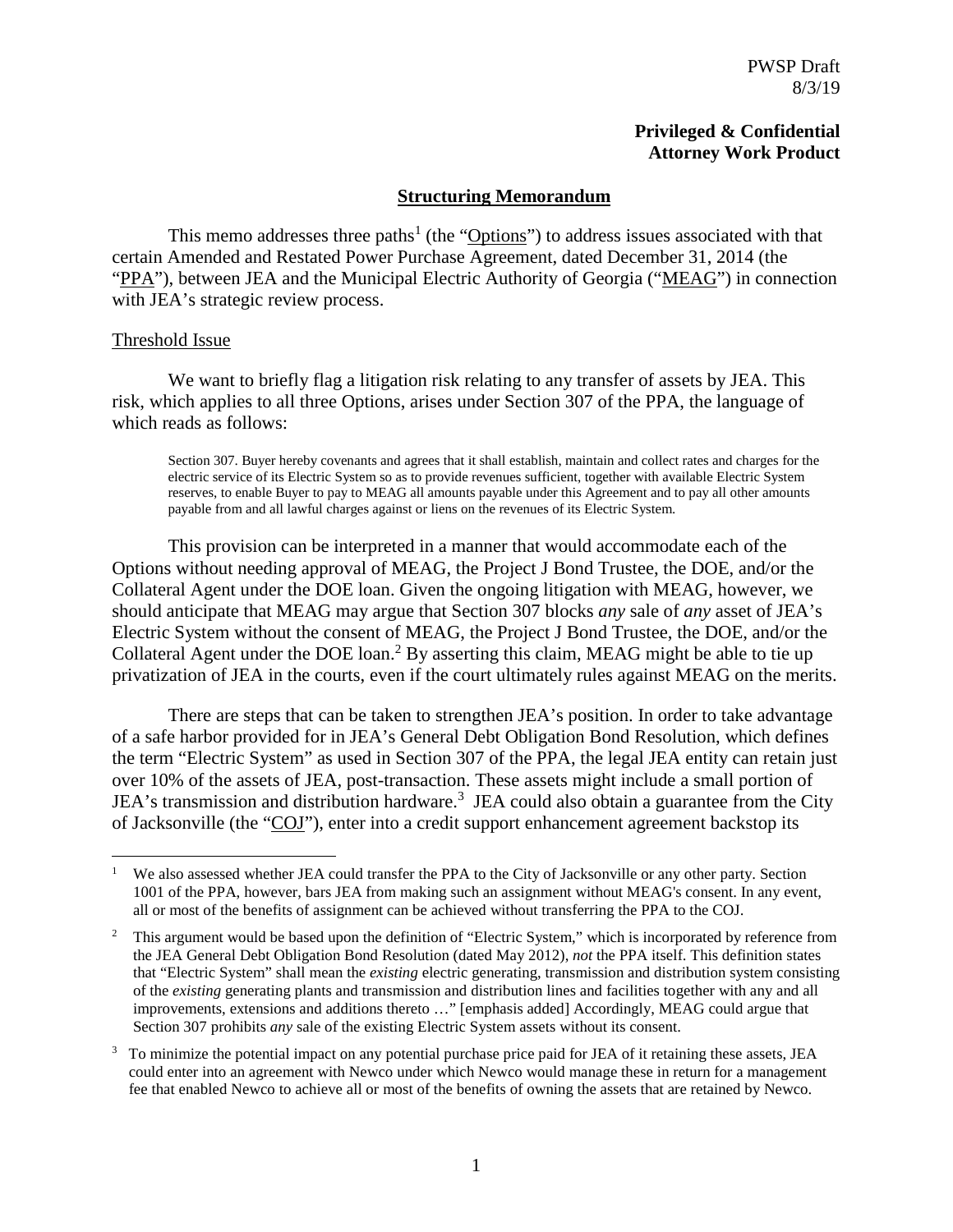PWSP Draft
8/3/19

**Privileged & Confidential**
**Attorney Work Product**

**Structuring Memorandum**

This memo addresses three paths[1] (the "Options") to address issues associated with that certain Amended and Restated Power Purchase Agreement, dated December 31, 2014 (the "PPA"), between JEA and the Municipal Electric Authority of Georgia ("MEAG") in connection with JEA's strategic review process.

Threshold Issue

We want to briefly flag a litigation risk relating to any transfer of assets by JEA. This risk, which applies to all three Options, arises under Section 307 of the PPA, the language of which reads as follows:

> Section 307. Buyer hereby covenants and agrees that it shall establish, maintain and collect rates and charges for the electric service of its Electric System so as to provide revenues sufficient, together with available Electric System reserves, to enable Buyer to pay to MEAG all amounts payable under this Agreement and to pay all other amounts payable from and all lawful charges against or liens on the revenues of its Electric System.

This provision can be interpreted in a manner that would accommodate each of the Options without needing approval of MEAG, the Project J Bond Trustee, the DOE, and/or the Collateral Agent under the DOE loan. Given the ongoing litigation with MEAG, however, we should anticipate that MEAG may argue that Section 307 blocks *any* sale of *any* asset of JEA's Electric System without the consent of MEAG, the Project J Bond Trustee, the DOE, and/or the Collateral Agent under the DOE loan.[2] By asserting this claim, MEAG might be able to tie up privatization of JEA in the courts, even if the court ultimately rules against MEAG on the merits.

There are steps that can be taken to strengthen JEA's position. In order to take advantage of a safe harbor provided for in JEA's General Debt Obligation Bond Resolution, which defines the term "Electric System" as used in Section 307 of the PPA, the legal JEA entity can retain just over 10% of the assets of JEA, post-transaction. These assets might include a small portion of JEA's transmission and distribution hardware.[3] JEA could also obtain a guarantee from the City of Jacksonville (the "COJ"), enter into a credit support enhancement agreement backstop its

---

[1] We also assessed whether JEA could transfer the PPA to the City of Jacksonville or any other party. Section 1001 of the PPA, however, bars JEA from making such an assignment without MEAG's consent. In any event, all or most of the benefits of assignment can be achieved without transferring the PPA to the COJ.

[2] This argument would be based upon the definition of "Electric System," which is incorporated by reference from the JEA General Debt Obligation Bond Resolution (dated May 2012), *not* the PPA itself. This definition states that "Electric System" shall mean the *existing* electric generating, transmission and distribution system consisting of the *existing* generating plants and transmission and distribution lines and facilities together with any and all improvements, extensions and additions thereto …" [emphasis added] Accordingly, MEAG could argue that Section 307 prohibits *any* sale of the existing Electric System assets without its consent.

[3] To minimize the potential impact on any potential purchase price paid for JEA of it retaining these assets, JEA could enter into an agreement with Newco under which Newco would manage these in return for a management fee that enabled Newco to achieve all or most of the benefits of owning the assets that are retained by Newco.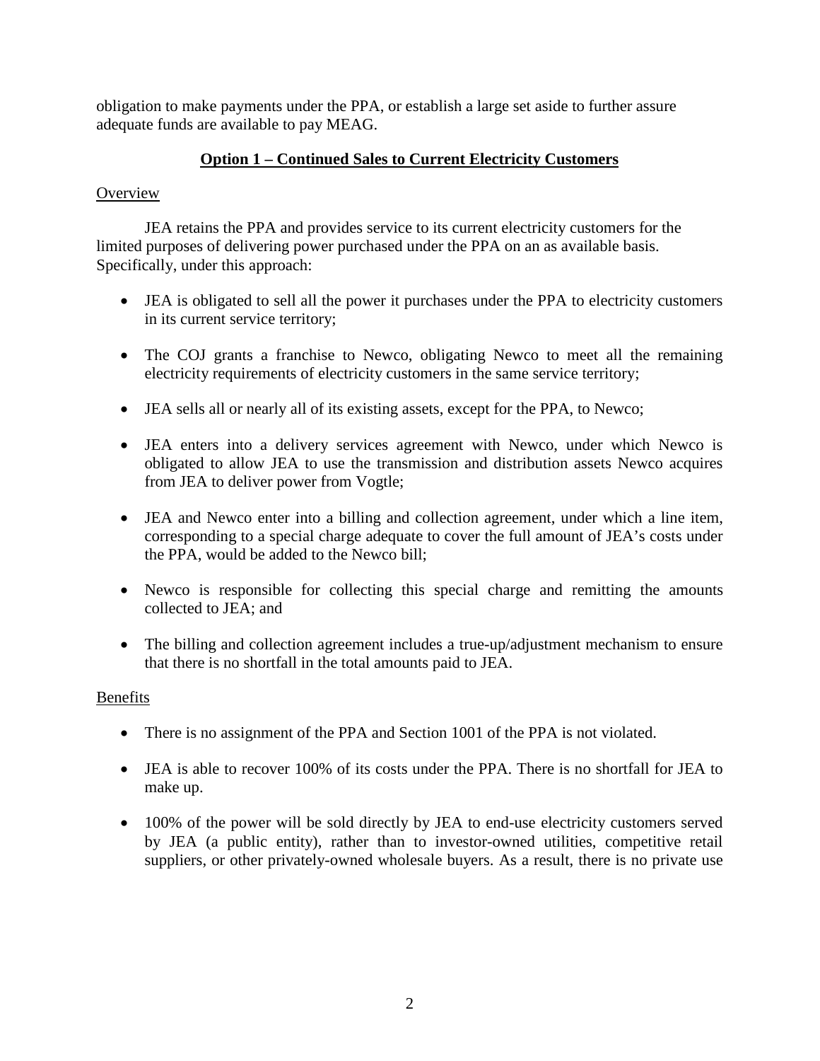obligation to make payments under the PPA, or establish a large set aside to further assure adequate funds are available to pay MEAG.

## Option 1 – Continued Sales to Current Electricity Customers

### Overview

JEA retains the PPA and provides service to its current electricity customers for the limited purposes of delivering power purchased under the PPA on an as available basis. Specifically, under this approach:

- JEA is obligated to sell all the power it purchases under the PPA to electricity customers in its current service territory;
- The COJ grants a franchise to Newco, obligating Newco to meet all the remaining electricity requirements of electricity customers in the same service territory;
- JEA sells all or nearly all of its existing assets, except for the PPA, to Newco;
- JEA enters into a delivery services agreement with Newco, under which Newco is obligated to allow JEA to use the transmission and distribution assets Newco acquires from JEA to deliver power from Vogtle;
- JEA and Newco enter into a billing and collection agreement, under which a line item, corresponding to a special charge adequate to cover the full amount of JEA's costs under the PPA, would be added to the Newco bill;
- Newco is responsible for collecting this special charge and remitting the amounts collected to JEA; and
- The billing and collection agreement includes a true-up/adjustment mechanism to ensure that there is no shortfall in the total amounts paid to JEA.

### Benefits

- There is no assignment of the PPA and Section 1001 of the PPA is not violated.
- JEA is able to recover 100% of its costs under the PPA. There is no shortfall for JEA to make up.
- 100% of the power will be sold directly by JEA to end-use electricity customers served by JEA (a public entity), rather than to investor-owned utilities, competitive retail suppliers, or other privately-owned wholesale buyers. As a result, there is no private use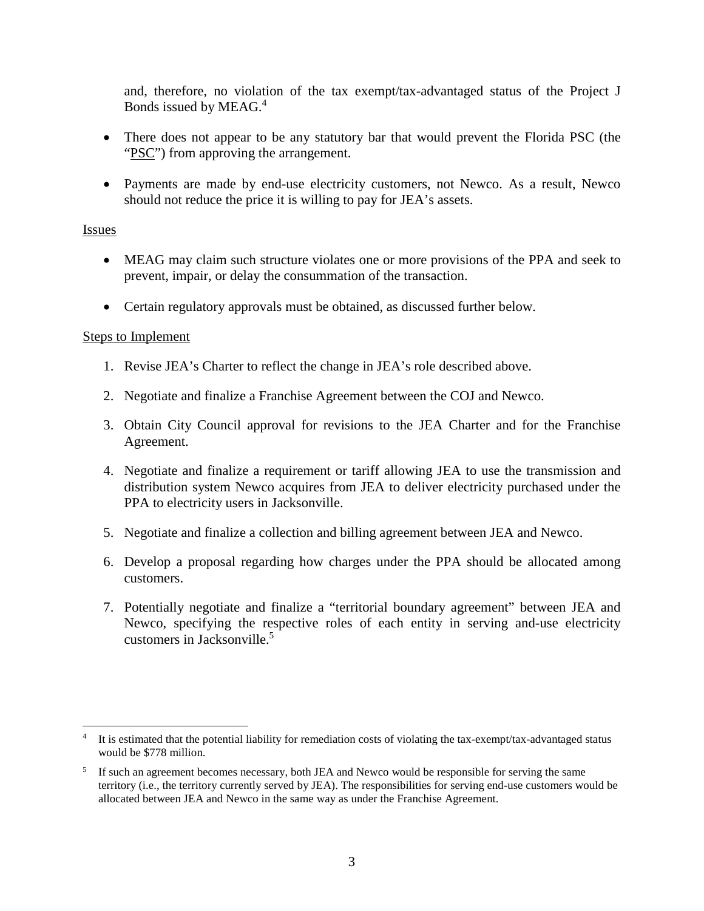and, therefore, no violation of the tax exempt/tax-advantaged status of the Project J Bonds issued by MEAG.[4]

- There does not appear to be any statutory bar that would prevent the Florida PSC (the "PSC") from approving the arrangement.

- Payments are made by end-use electricity customers, not Newco. As a result, Newco should not reduce the price it is willing to pay for JEA's assets.

Issues

- MEAG may claim such structure violates one or more provisions of the PPA and seek to prevent, impair, or delay the consummation of the transaction.

- Certain regulatory approvals must be obtained, as discussed further below.

Steps to Implement

1. Revise JEA's Charter to reflect the change in JEA's role described above.

2. Negotiate and finalize a Franchise Agreement between the COJ and Newco.

3. Obtain City Council approval for revisions to the JEA Charter and for the Franchise Agreement.

4. Negotiate and finalize a requirement or tariff allowing JEA to use the transmission and distribution system Newco acquires from JEA to deliver electricity purchased under the PPA to electricity users in Jacksonville.

5. Negotiate and finalize a collection and billing agreement between JEA and Newco.

6. Develop a proposal regarding how charges under the PPA should be allocated among customers.

7. Potentially negotiate and finalize a "territorial boundary agreement" between JEA and Newco, specifying the respective roles of each entity in serving and-use electricity customers in Jacksonville.[5]

---

[4] It is estimated that the potential liability for remediation costs of violating the tax-exempt/tax-advantaged status would be $778 million.

[5] If such an agreement becomes necessary, both JEA and Newco would be responsible for serving the same territory (i.e., the territory currently served by JEA). The responsibilities for serving end-use customers would be allocated between JEA and Newco in the same way as under the Franchise Agreement.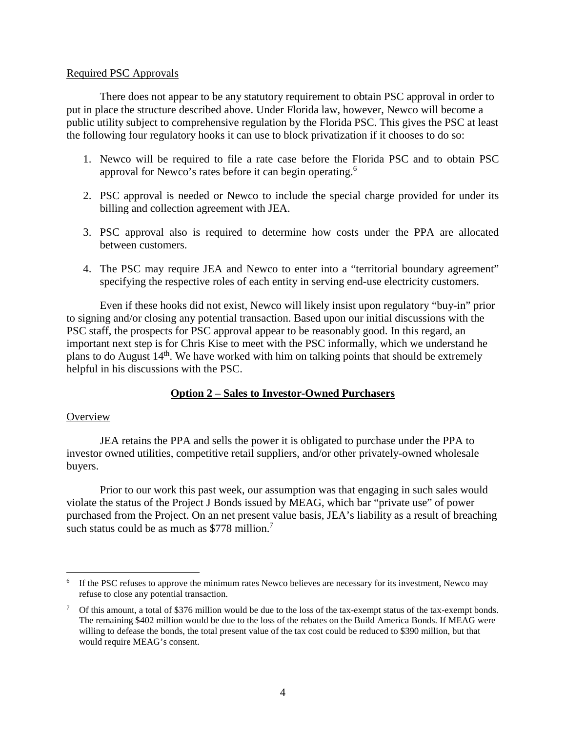Required PSC Approvals

There does not appear to be any statutory requirement to obtain PSC approval in order to put in place the structure described above. Under Florida law, however, Newco will become a public utility subject to comprehensive regulation by the Florida PSC. This gives the PSC at least the following four regulatory hooks it can use to block privatization if it chooses to do so:

1. Newco will be required to file a rate case before the Florida PSC and to obtain PSC approval for Newco's rates before it can begin operating.[6]

2. PSC approval is needed or Newco to include the special charge provided for under its billing and collection agreement with JEA.

3. PSC approval also is required to determine how costs under the PPA are allocated between customers.

4. The PSC may require JEA and Newco to enter into a "territorial boundary agreement" specifying the respective roles of each entity in serving end-use electricity customers.

Even if these hooks did not exist, Newco will likely insist upon regulatory "buy-in" prior to signing and/or closing any potential transaction. Based upon our initial discussions with the PSC staff, the prospects for PSC approval appear to be reasonably good. In this regard, an important next step is for Chris Kise to meet with the PSC informally, which we understand he plans to do August 14th. We have worked with him on talking points that should be extremely helpful in his discussions with the PSC.

**Option 2 – Sales to Investor-Owned Purchasers**

Overview

JEA retains the PPA and sells the power it is obligated to purchase under the PPA to investor owned utilities, competitive retail suppliers, and/or other privately-owned wholesale buyers.

Prior to our work this past week, our assumption was that engaging in such sales would violate the status of the Project J Bonds issued by MEAG, which bar "private use" of power purchased from the Project. On an net present value basis, JEA's liability as a result of breaching such status could be as much as $778 million.[7]

[6] If the PSC refuses to approve the minimum rates Newco believes are necessary for its investment, Newco may refuse to close any potential transaction.

[7] Of this amount, a total of $376 million would be due to the loss of the tax-exempt status of the tax-exempt bonds. The remaining $402 million would be due to the loss of the rebates on the Build America Bonds. If MEAG were willing to defease the bonds, the total present value of the tax cost could be reduced to $390 million, but that would require MEAG's consent.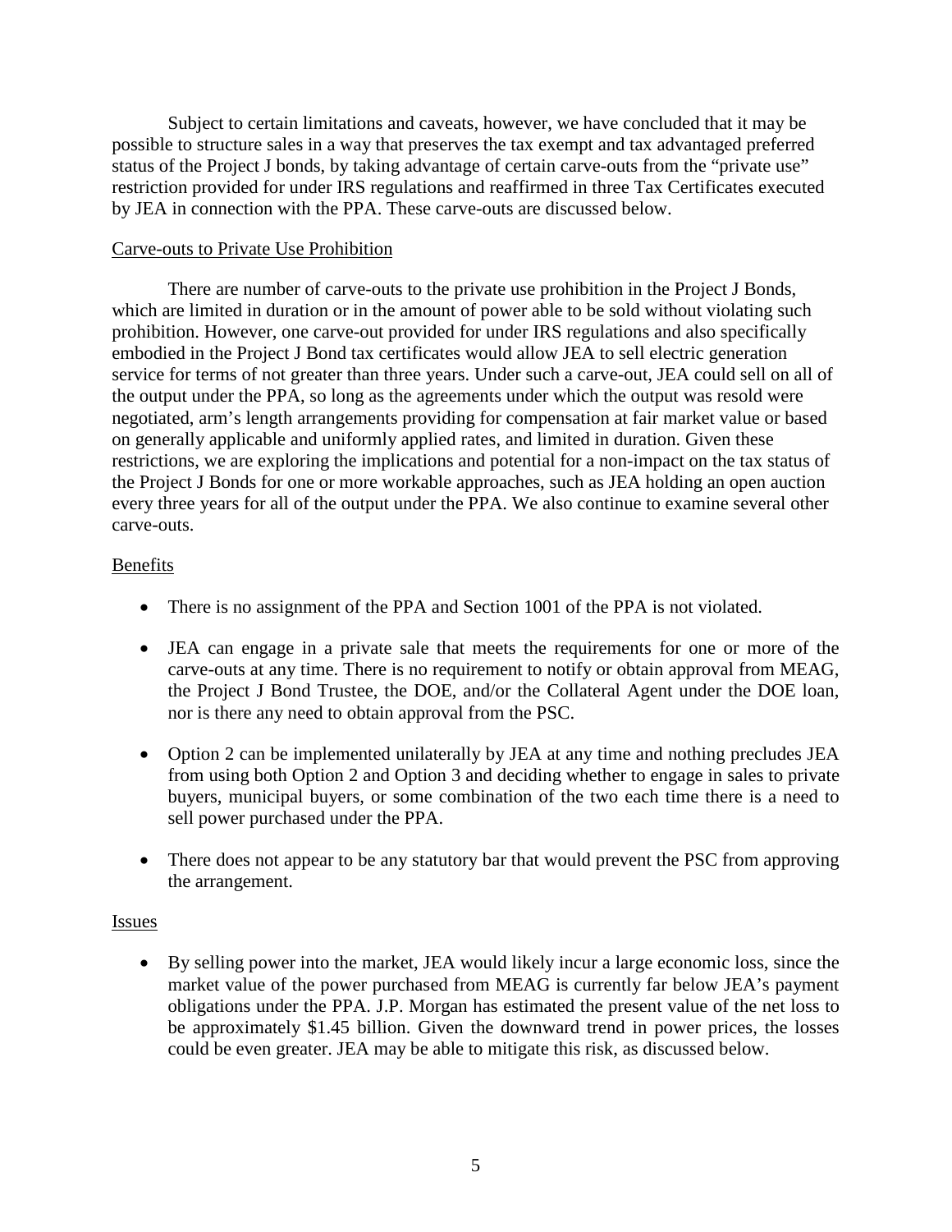Subject to certain limitations and caveats, however, we have concluded that it may be possible to structure sales in a way that preserves the tax exempt and tax advantaged preferred status of the Project J bonds, by taking advantage of certain carve-outs from the "private use" restriction provided for under IRS regulations and reaffirmed in three Tax Certificates executed by JEA in connection with the PPA. These carve-outs are discussed below.

Carve-outs to Private Use Prohibition

There are number of carve-outs to the private use prohibition in the Project J Bonds, which are limited in duration or in the amount of power able to be sold without violating such prohibition. However, one carve-out provided for under IRS regulations and also specifically embodied in the Project J Bond tax certificates would allow JEA to sell electric generation service for terms of not greater than three years. Under such a carve-out, JEA could sell on all of the output under the PPA, so long as the agreements under which the output was resold were negotiated, arm's length arrangements providing for compensation at fair market value or based on generally applicable and uniformly applied rates, and limited in duration. Given these restrictions, we are exploring the implications and potential for a non-impact on the tax status of the Project J Bonds for one or more workable approaches, such as JEA holding an open auction every three years for all of the output under the PPA. We also continue to examine several other carve-outs.

Benefits

- There is no assignment of the PPA and Section 1001 of the PPA is not violated.
- JEA can engage in a private sale that meets the requirements for one or more of the carve-outs at any time. There is no requirement to notify or obtain approval from MEAG, the Project J Bond Trustee, the DOE, and/or the Collateral Agent under the DOE loan, nor is there any need to obtain approval from the PSC.
- Option 2 can be implemented unilaterally by JEA at any time and nothing precludes JEA from using both Option 2 and Option 3 and deciding whether to engage in sales to private buyers, municipal buyers, or some combination of the two each time there is a need to sell power purchased under the PPA.
- There does not appear to be any statutory bar that would prevent the PSC from approving the arrangement.

Issues

- By selling power into the market, JEA would likely incur a large economic loss, since the market value of the power purchased from MEAG is currently far below JEA's payment obligations under the PPA. J.P. Morgan has estimated the present value of the net loss to be approximately $1.45 billion. Given the downward trend in power prices, the losses could be even greater. JEA may be able to mitigate this risk, as discussed below.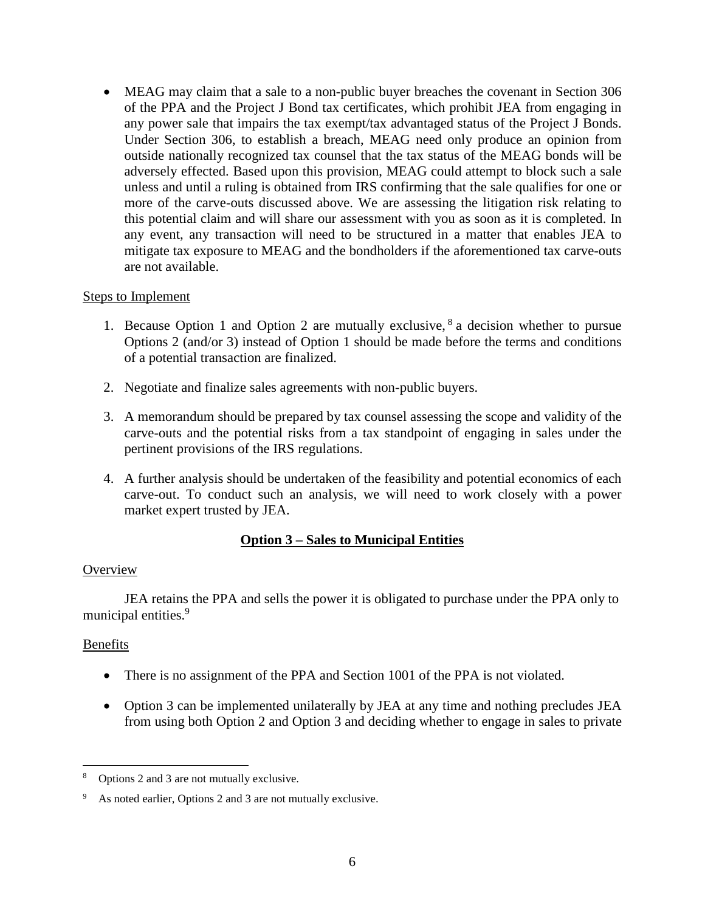- MEAG may claim that a sale to a non-public buyer breaches the covenant in Section 306 of the PPA and the Project J Bond tax certificates, which prohibit JEA from engaging in any power sale that impairs the tax exempt/tax advantaged status of the Project J Bonds. Under Section 306, to establish a breach, MEAG need only produce an opinion from outside nationally recognized tax counsel that the tax status of the MEAG bonds will be adversely effected. Based upon this provision, MEAG could attempt to block such a sale unless and until a ruling is obtained from IRS confirming that the sale qualifies for one or more of the carve-outs discussed above. We are assessing the litigation risk relating to this potential claim and will share our assessment with you as soon as it is completed. In any event, any transaction will need to be structured in a matter that enables JEA to mitigate tax exposure to MEAG and the bondholders if the aforementioned tax carve-outs are not available.

Steps to Implement

1. Because Option 1 and Option 2 are mutually exclusive,[8] a decision whether to pursue Options 2 (and/or 3) instead of Option 1 should be made before the terms and conditions of a potential transaction are finalized.

2. Negotiate and finalize sales agreements with non-public buyers.

3. A memorandum should be prepared by tax counsel assessing the scope and validity of the carve-outs and the potential risks from a tax standpoint of engaging in sales under the pertinent provisions of the IRS regulations.

4. A further analysis should be undertaken of the feasibility and potential economics of each carve-out. To conduct such an analysis, we will need to work closely with a power market expert trusted by JEA.

## **Option 3 – Sales to Municipal Entities**

Overview

JEA retains the PPA and sells the power it is obligated to purchase under the PPA only to municipal entities.[9]

Benefits

- There is no assignment of the PPA and Section 1001 of the PPA is not violated.

- Option 3 can be implemented unilaterally by JEA at any time and nothing precludes JEA from using both Option 2 and Option 3 and deciding whether to engage in sales to private

---

[8] Options 2 and 3 are not mutually exclusive.

[9] As noted earlier, Options 2 and 3 are not mutually exclusive.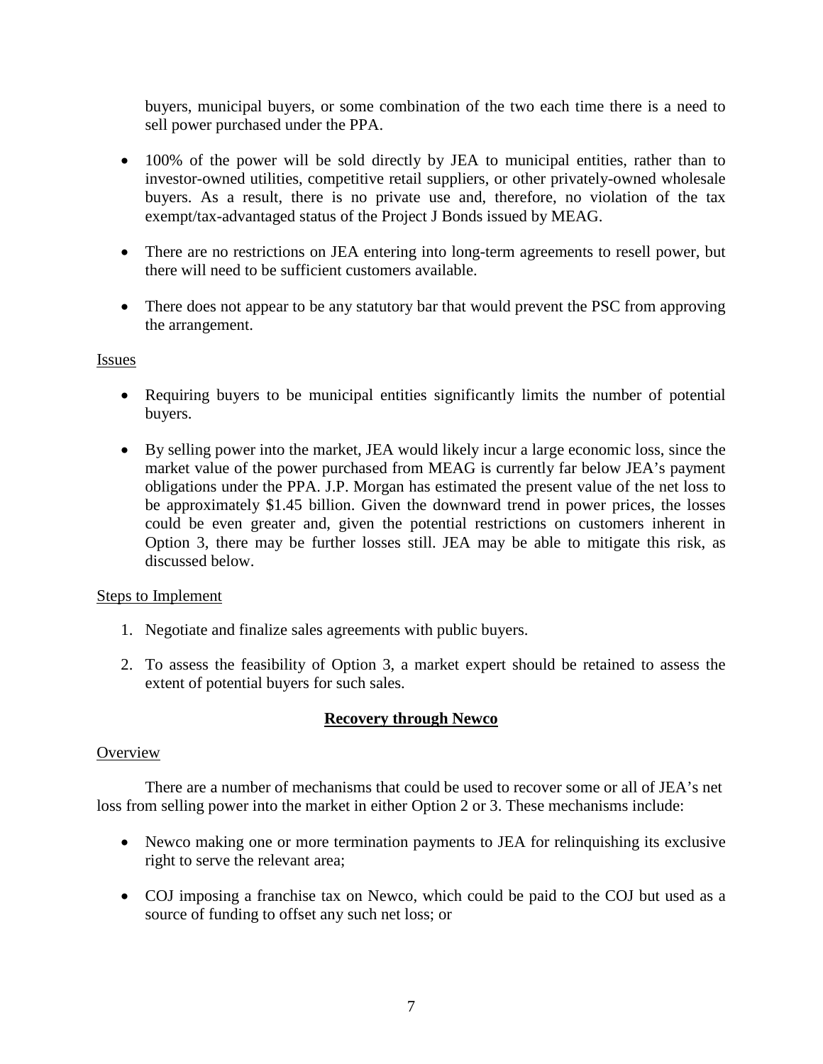buyers, municipal buyers, or some combination of the two each time there is a need to sell power purchased under the PPA.

- 100% of the power will be sold directly by JEA to municipal entities, rather than to investor-owned utilities, competitive retail suppliers, or other privately-owned wholesale buyers. As a result, there is no private use and, therefore, no violation of the tax exempt/tax-advantaged status of the Project J Bonds issued by MEAG.

- There are no restrictions on JEA entering into long-term agreements to resell power, but there will need to be sufficient customers available.

- There does not appear to be any statutory bar that would prevent the PSC from approving the arrangement.

Issues

- Requiring buyers to be municipal entities significantly limits the number of potential buyers.

- By selling power into the market, JEA would likely incur a large economic loss, since the market value of the power purchased from MEAG is currently far below JEA's payment obligations under the PPA. J.P. Morgan has estimated the present value of the net loss to be approximately $1.45 billion. Given the downward trend in power prices, the losses could be even greater and, given the potential restrictions on customers inherent in Option 3, there may be further losses still. JEA may be able to mitigate this risk, as discussed below.

Steps to Implement

1. Negotiate and finalize sales agreements with public buyers.

2. To assess the feasibility of Option 3, a market expert should be retained to assess the extent of potential buyers for such sales.

## Recovery through Newco

Overview

There are a number of mechanisms that could be used to recover some or all of JEA's net loss from selling power into the market in either Option 2 or 3. These mechanisms include:

- Newco making one or more termination payments to JEA for relinquishing its exclusive right to serve the relevant area;

- COJ imposing a franchise tax on Newco, which could be paid to the COJ but used as a source of funding to offset any such net loss; or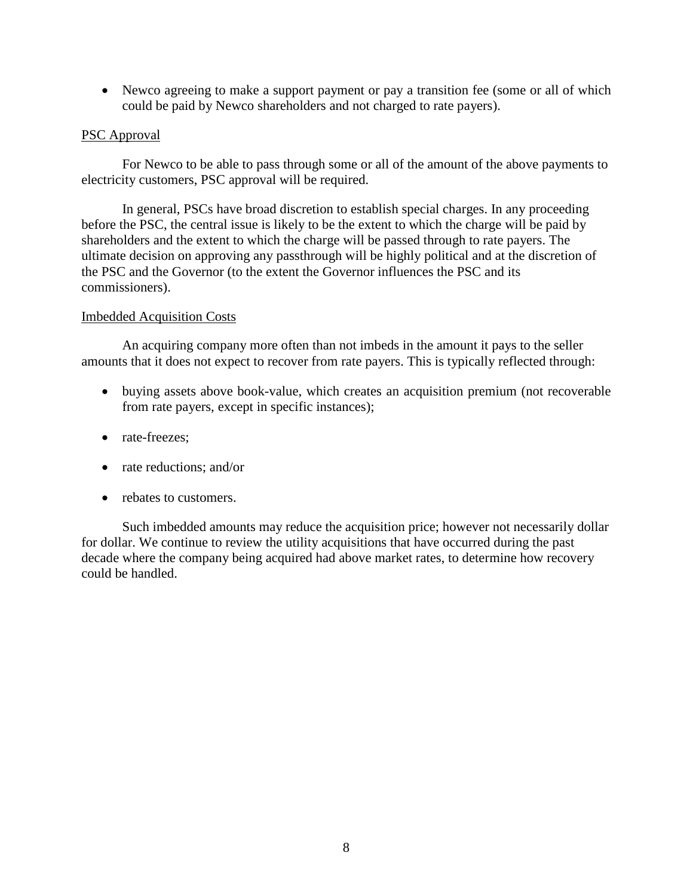- Newco agreeing to make a support payment or pay a transition fee (some or all of which could be paid by Newco shareholders and not charged to rate payers).

PSC Approval

For Newco to be able to pass through some or all of the amount of the above payments to electricity customers, PSC approval will be required.

In general, PSCs have broad discretion to establish special charges. In any proceeding before the PSC, the central issue is likely to be the extent to which the charge will be paid by shareholders and the extent to which the charge will be passed through to rate payers. The ultimate decision on approving any passthrough will be highly political and at the discretion of the PSC and the Governor (to the extent the Governor influences the PSC and its commissioners).

Imbedded Acquisition Costs

An acquiring company more often than not imbeds in the amount it pays to the seller amounts that it does not expect to recover from rate payers. This is typically reflected through:

- buying assets above book-value, which creates an acquisition premium (not recoverable from rate payers, except in specific instances);
- rate-freezes;
- rate reductions; and/or
- rebates to customers.

Such imbedded amounts may reduce the acquisition price; however not necessarily dollar for dollar. We continue to review the utility acquisitions that have occurred during the past decade where the company being acquired had above market rates, to determine how recovery could be handled.